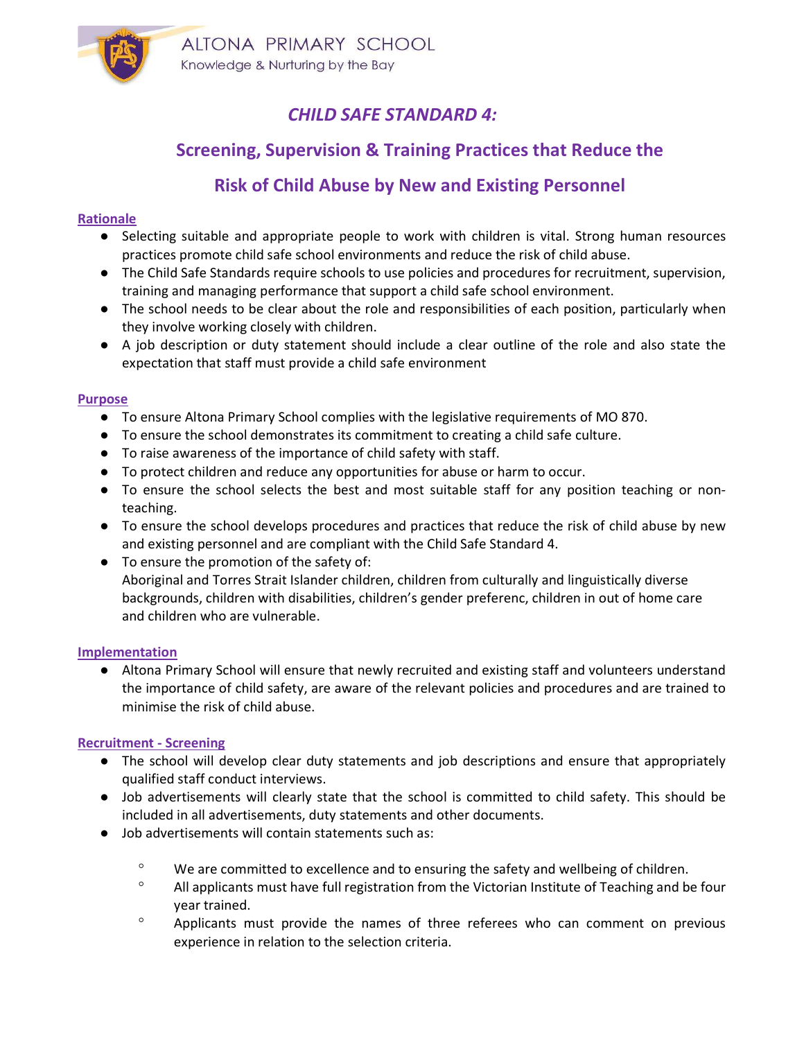ALTONA PRIMARY SCHOOL
Knowledge & Nurturing by the Bay

# *CHILD SAFE STANDARD 4:*

## Screening, Supervision & Training Practices that Reduce the Risk of Child Abuse by New and Existing Personnel

### Rationale

- Selecting suitable and appropriate people to work with children is vital. Strong human resources practices promote child safe school environments and reduce the risk of child abuse.
- The Child Safe Standards require schools to use policies and procedures for recruitment, supervision, training and managing performance that support a child safe school environment.
- The school needs to be clear about the role and responsibilities of each position, particularly when they involve working closely with children.
- A job description or duty statement should include a clear outline of the role and also state the expectation that staff must provide a child safe environment

### Purpose

- To ensure Altona Primary School complies with the legislative requirements of MO 870.
- To ensure the school demonstrates its commitment to creating a child safe culture.
- To raise awareness of the importance of child safety with staff.
- To protect children and reduce any opportunities for abuse or harm to occur.
- To ensure the school selects the best and most suitable staff for any position teaching or non-teaching.
- To ensure the school develops procedures and practices that reduce the risk of child abuse by new and existing personnel and are compliant with the Child Safe Standard 4.
- To ensure the promotion of the safety of:
  Aboriginal and Torres Strait Islander children, children from culturally and linguistically diverse backgrounds, children with disabilities, children's gender preferenc, children in out of home care and children who are vulnerable.

### Implementation

- Altona Primary School will ensure that newly recruited and existing staff and volunteers understand the importance of child safety, are aware of the relevant policies and procedures and are trained to minimise the risk of child abuse.

### Recruitment - Screening

- The school will develop clear duty statements and job descriptions and ensure that appropriately qualified staff conduct interviews.
- Job advertisements will clearly state that the school is committed to child safety. This should be included in all advertisements, duty statements and other documents.
- Job advertisements will contain statements such as:
  - We are committed to excellence and to ensuring the safety and wellbeing of children.
  - All applicants must have full registration from the Victorian Institute of Teaching and be four year trained.
  - Applicants must provide the names of three referees who can comment on previous experience in relation to the selection criteria.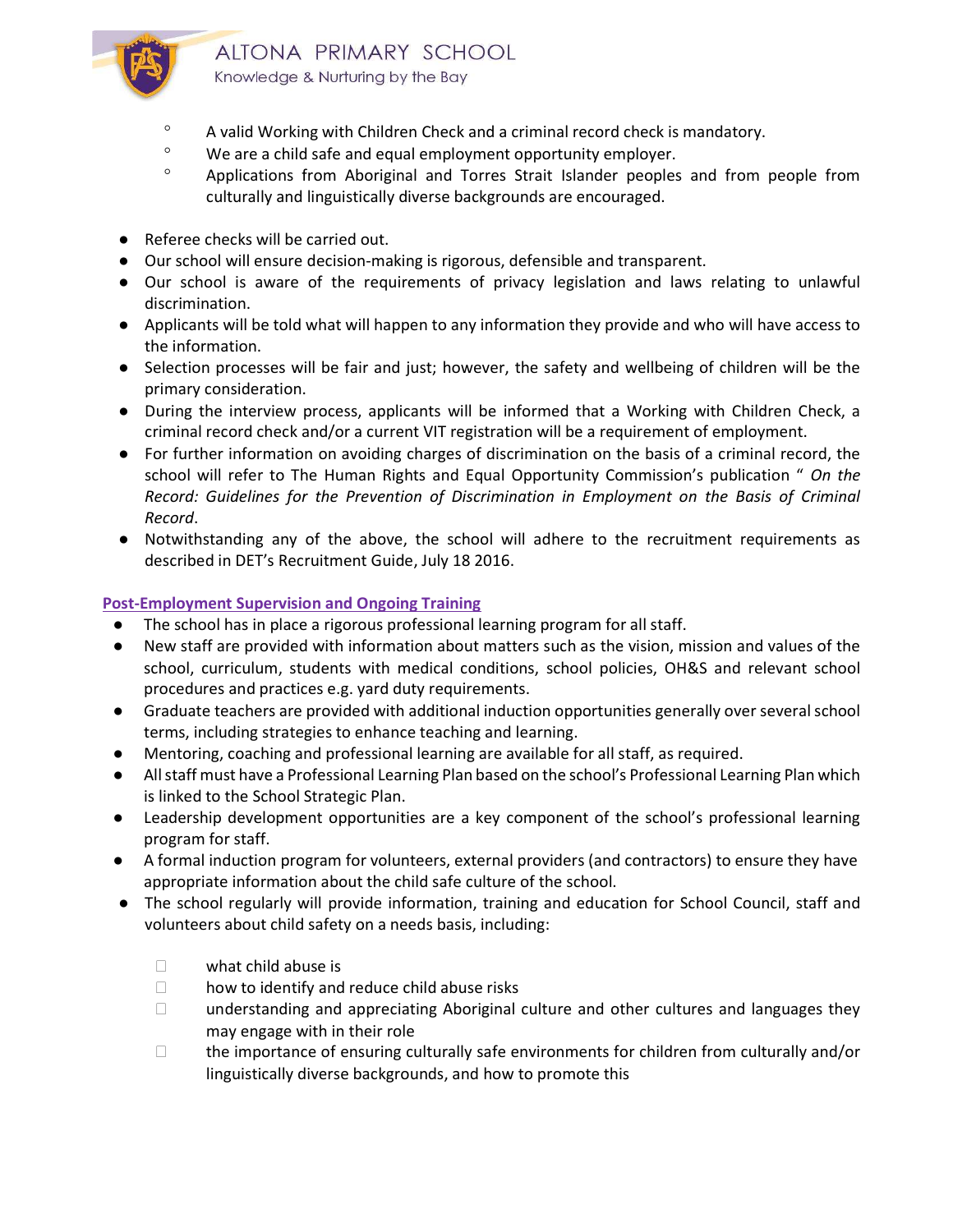- A valid Working with Children Check and a criminal record check is mandatory.
  - We are a child safe and equal employment opportunity employer.
  - Applications from Aboriginal and Torres Strait Islander peoples and from people from culturally and linguistically diverse backgrounds are encouraged.

- Referee checks will be carried out.
- Our school will ensure decision-making is rigorous, defensible and transparent.
- Our school is aware of the requirements of privacy legislation and laws relating to unlawful discrimination.
- Applicants will be told what will happen to any information they provide and who will have access to the information.
- Selection processes will be fair and just; however, the safety and wellbeing of children will be the primary consideration.
- During the interview process, applicants will be informed that a Working with Children Check, a criminal record check and/or a current VIT registration will be a requirement of employment.
- For further information on avoiding charges of discrimination on the basis of a criminal record, the school will refer to The Human Rights and Equal Opportunity Commission's publication " *On the Record: Guidelines for the Prevention of Discrimination in Employment on the Basis of Criminal Record*.
- Notwithstanding any of the above, the school will adhere to the recruitment requirements as described in DET's Recruitment Guide, July 18 2016.

## Post-Employment Supervision and Ongoing Training

- The school has in place a rigorous professional learning program for all staff.
- New staff are provided with information about matters such as the vision, mission and values of the school, curriculum, students with medical conditions, school policies, OH&S and relevant school procedures and practices e.g. yard duty requirements.
- Graduate teachers are provided with additional induction opportunities generally over several school terms, including strategies to enhance teaching and learning.
- Mentoring, coaching and professional learning are available for all staff, as required.
- All staff must have a Professional Learning Plan based on the school's Professional Learning Plan which is linked to the School Strategic Plan.
- Leadership development opportunities are a key component of the school's professional learning program for staff.
- A formal induction program for volunteers, external providers (and contractors) to ensure they have appropriate information about the child safe culture of the school.
- The school regularly will provide information, training and education for School Council, staff and volunteers about child safety on a needs basis, including:
  - what child abuse is
  - how to identify and reduce child abuse risks
  - understanding and appreciating Aboriginal culture and other cultures and languages they may engage with in their role
  - the importance of ensuring culturally safe environments for children from culturally and/or linguistically diverse backgrounds, and how to promote this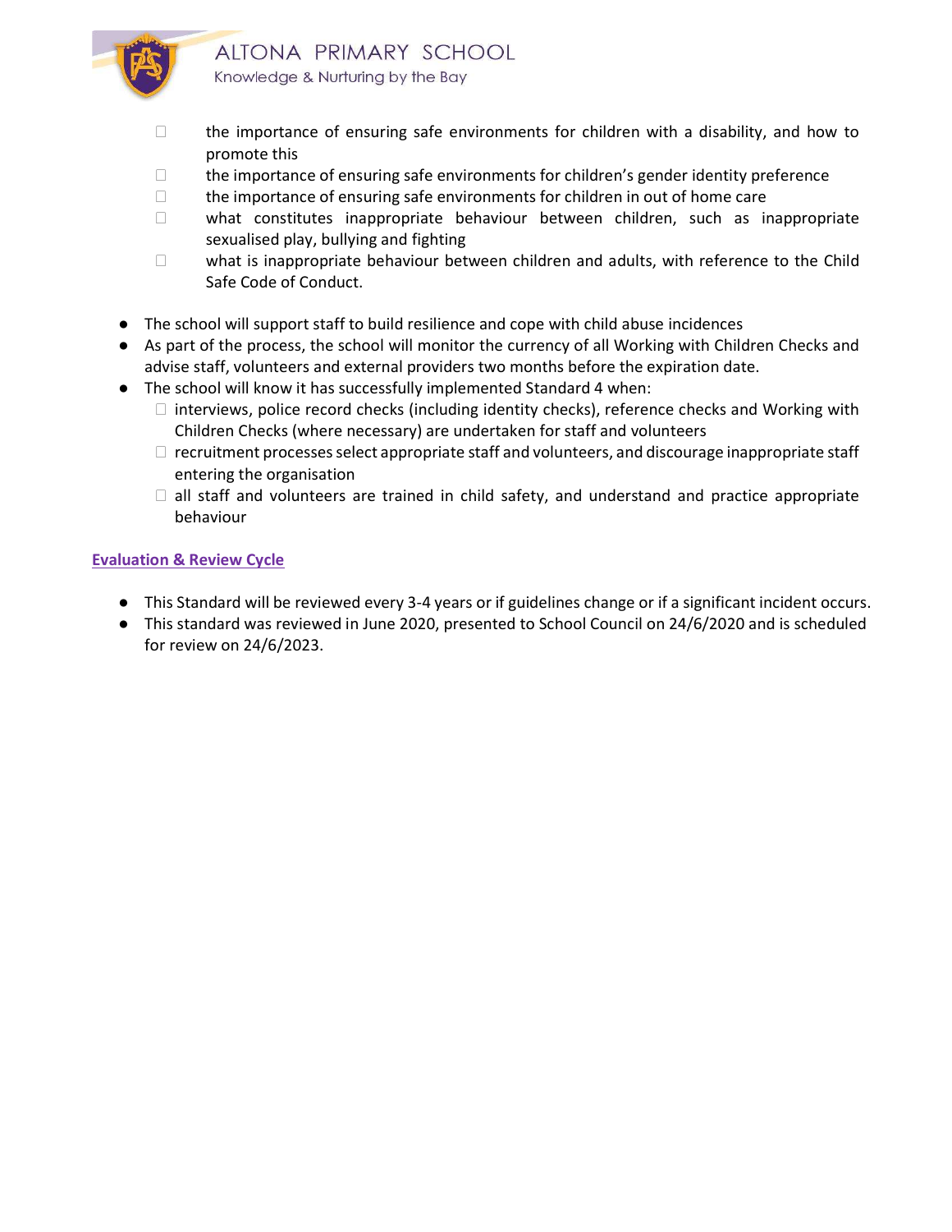- the importance of ensuring safe environments for children with a disability, and how to promote this
    - the importance of ensuring safe environments for children's gender identity preference
    - the importance of ensuring safe environments for children in out of home care
    - what constitutes inappropriate behaviour between children, such as inappropriate sexualised play, bullying and fighting
    - what is inappropriate behaviour between children and adults, with reference to the Child Safe Code of Conduct.

- The school will support staff to build resilience and cope with child abuse incidences
- As part of the process, the school will monitor the currency of all Working with Children Checks and advise staff, volunteers and external providers two months before the expiration date.
- The school will know it has successfully implemented Standard 4 when:
    - interviews, police record checks (including identity checks), reference checks and Working with Children Checks (where necessary) are undertaken for staff and volunteers
    - recruitment processes select appropriate staff and volunteers, and discourage inappropriate staff entering the organisation
    - all staff and volunteers are trained in child safety, and understand and practice appropriate behaviour

## Evaluation & Review Cycle

- This Standard will be reviewed every 3-4 years or if guidelines change or if a significant incident occurs.
- This standard was reviewed in June 2020, presented to School Council on 24/6/2020 and is scheduled for review on 24/6/2023.